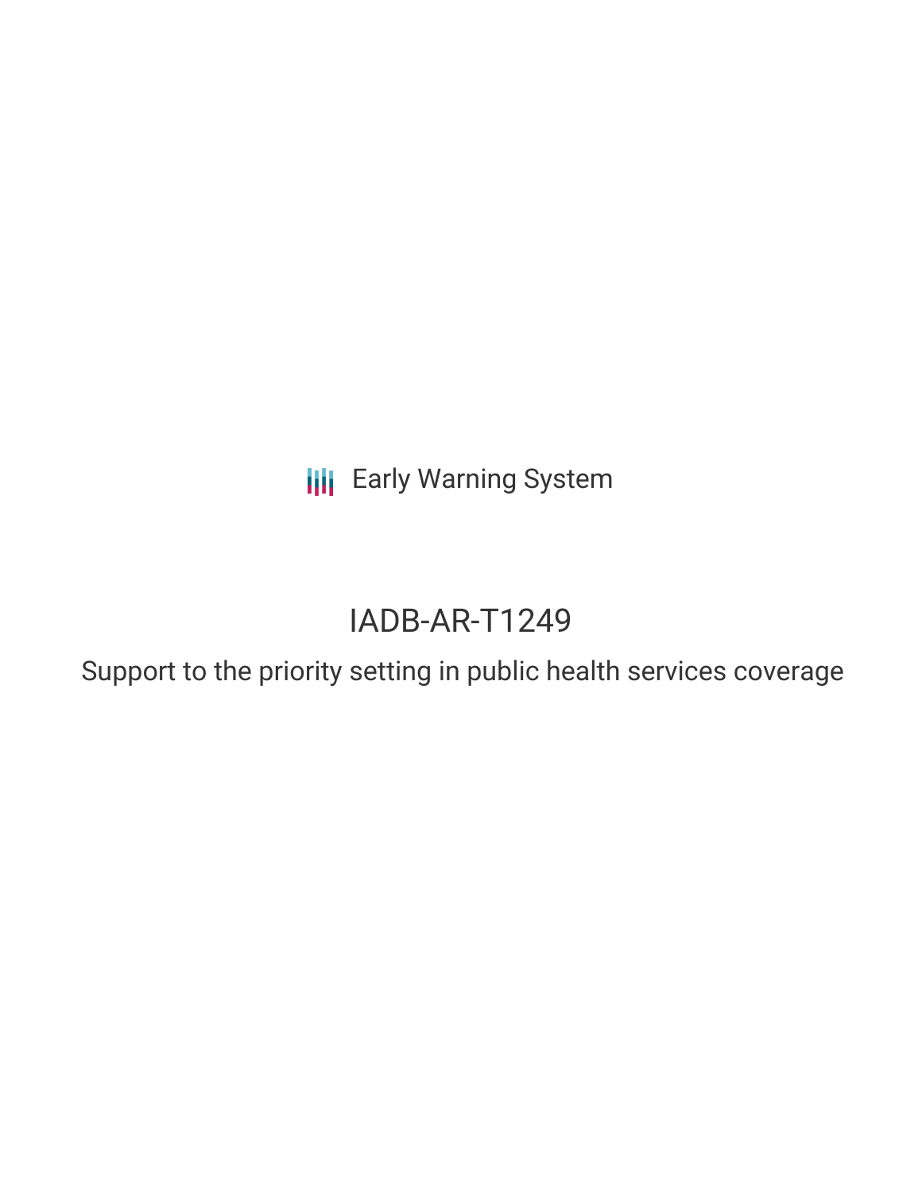Early Warning System

# IADB-AR-T1249

## Support to the priority setting in public health services coverage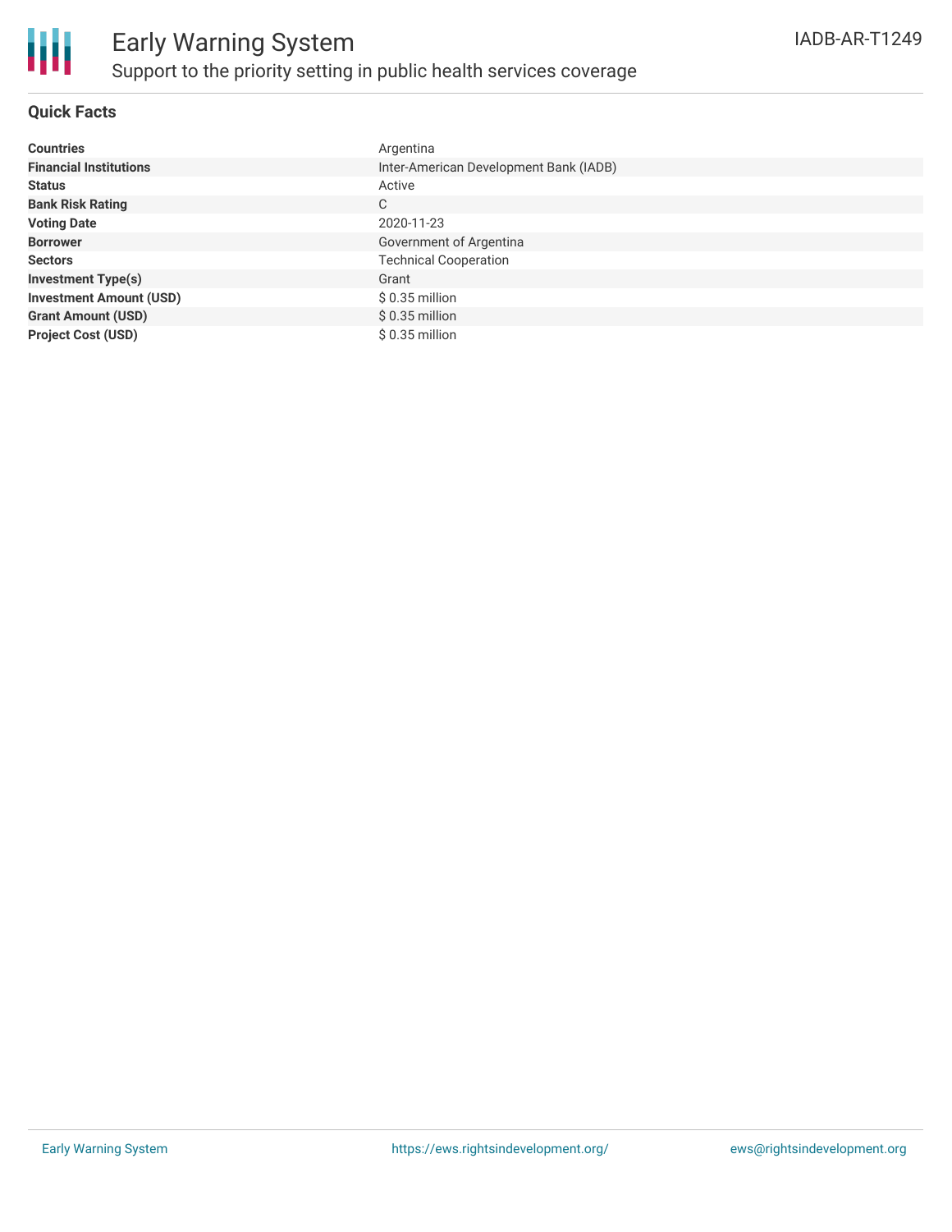# Early Warning System

## Support to the priority setting in public health services coverage

IADB-AR-T1249

### Quick Facts

| | |
|---|---|
| **Countries** | Argentina |
| **Financial Institutions** | Inter-American Development Bank (IADB) |
| **Status** | Active |
| **Bank Risk Rating** | C |
| **Voting Date** | 2020-11-23 |
| **Borrower** | Government of Argentina |
| **Sectors** | Technical Cooperation |
| **Investment Type(s)** | Grant |
| **Investment Amount (USD)** | $ 0.35 million |
| **Grant Amount (USD)** | $ 0.35 million |
| **Project Cost (USD)** | $ 0.35 million |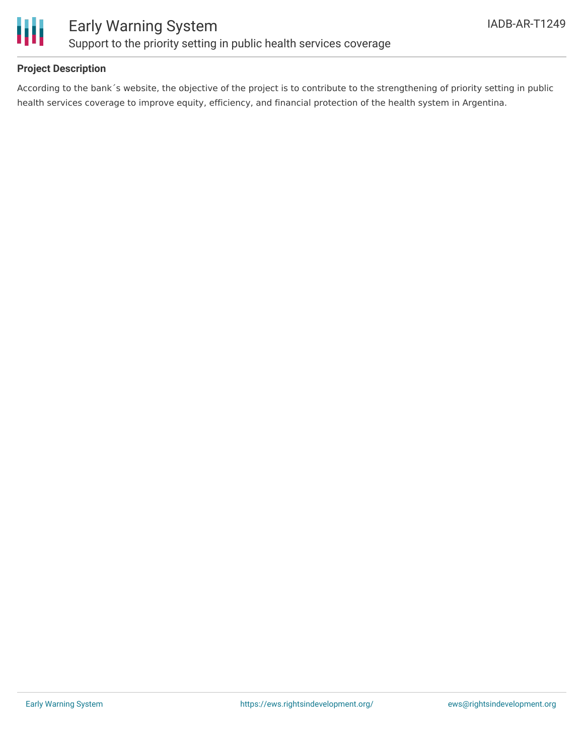## Project Description

According to the bank´s website, the objective of the project is to contribute to the strengthening of priority setting in public health services coverage to improve equity, efficiency, and financial protection of the health system in Argentina.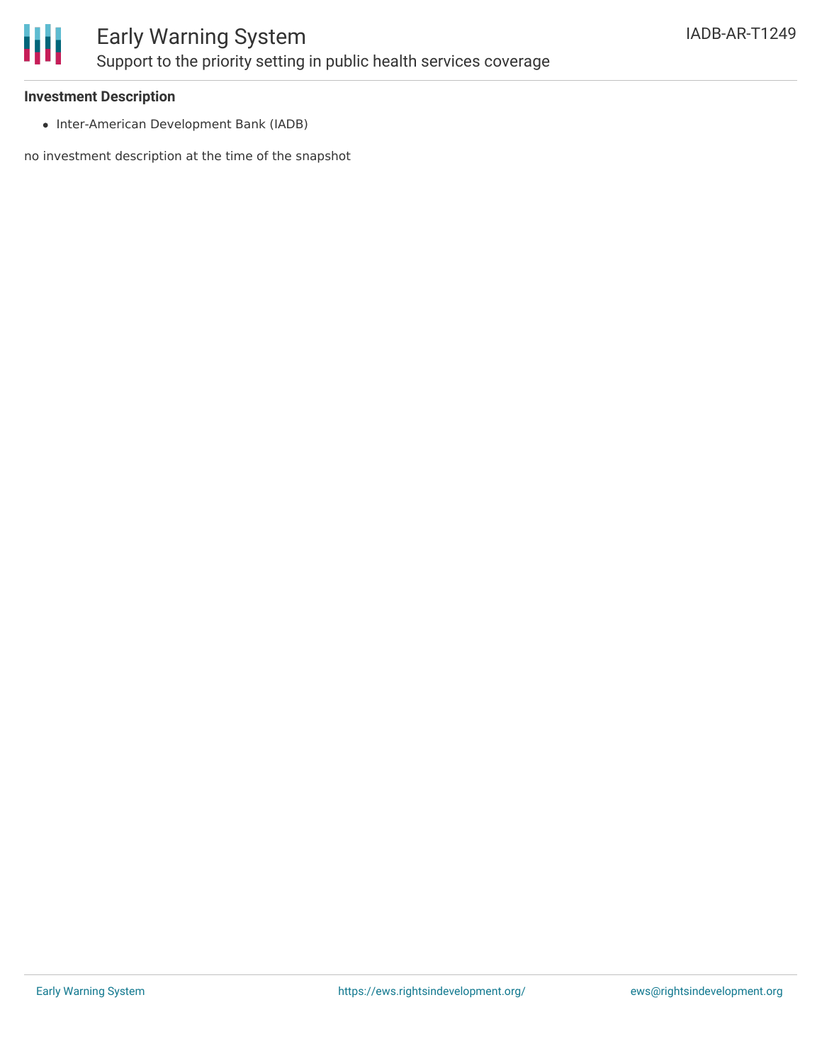**Investment Description**

- Inter-American Development Bank (IADB)

no investment description at the time of the snapshot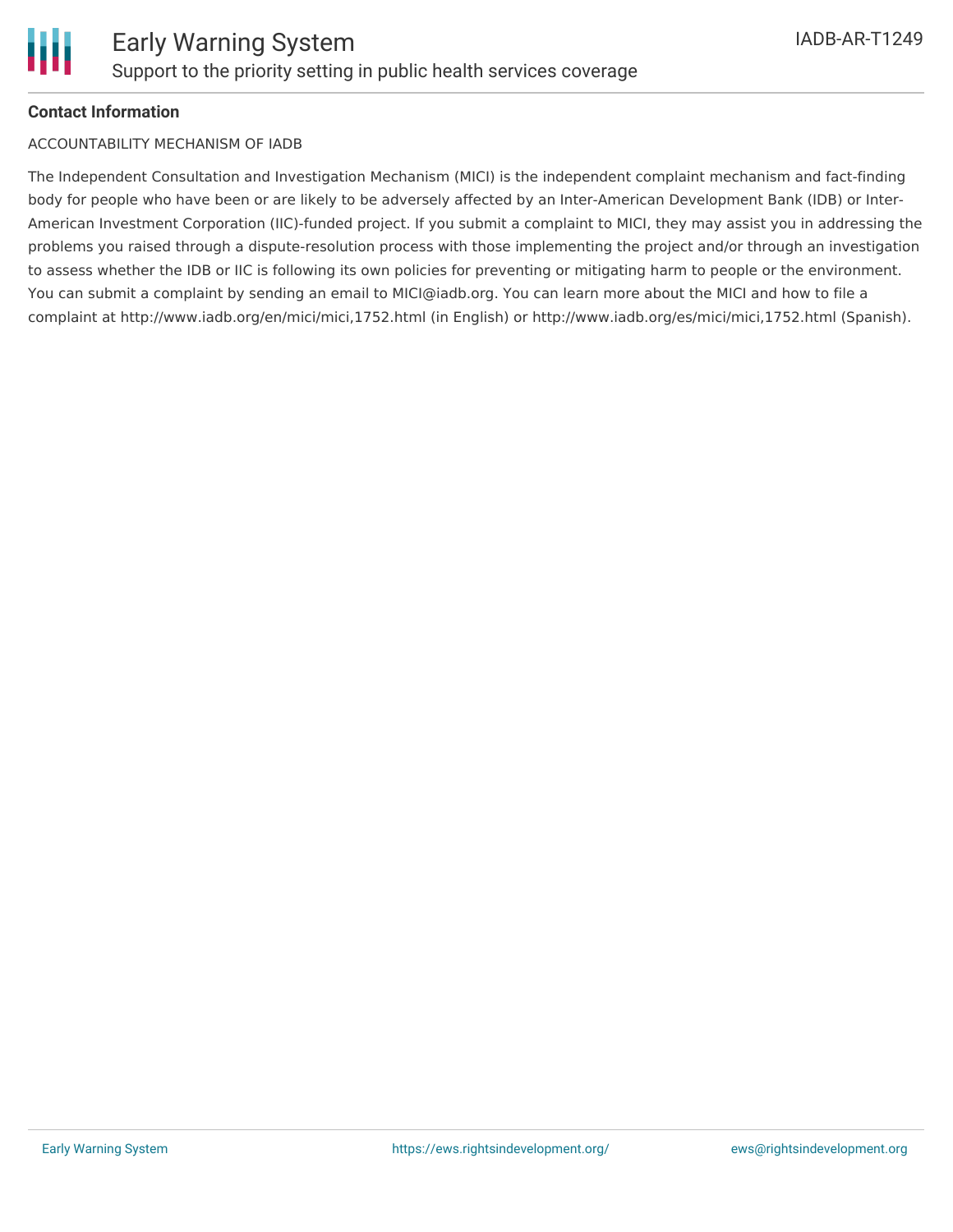**Contact Information**

ACCOUNTABILITY MECHANISM OF IADB

The Independent Consultation and Investigation Mechanism (MICI) is the independent complaint mechanism and fact-finding body for people who have been or are likely to be adversely affected by an Inter-American Development Bank (IDB) or Inter-American Investment Corporation (IIC)-funded project. If you submit a complaint to MICI, they may assist you in addressing the problems you raised through a dispute-resolution process with those implementing the project and/or through an investigation to assess whether the IDB or IIC is following its own policies for preventing or mitigating harm to people or the environment. You can submit a complaint by sending an email to MICI@iadb.org. You can learn more about the MICI and how to file a complaint at http://www.iadb.org/en/mici/mici,1752.html (in English) or http://www.iadb.org/es/mici/mici,1752.html (Spanish).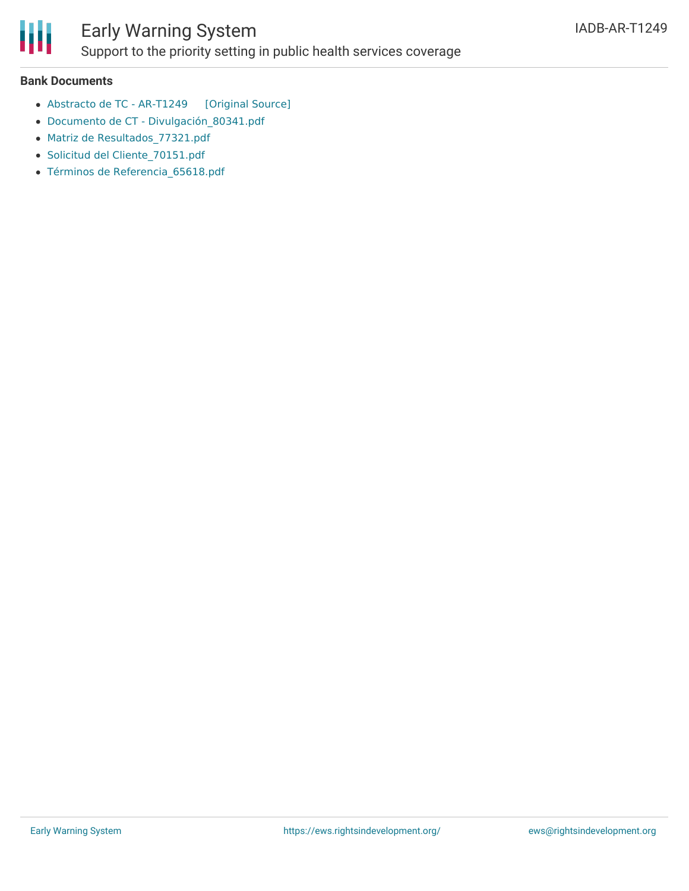**Bank Documents**

- Abstracto de TC - AR-T1249 [Original Source]
- Documento de CT - Divulgación_80341.pdf
- Matriz de Resultados_77321.pdf
- Solicitud del Cliente_70151.pdf
- Términos de Referencia_65618.pdf